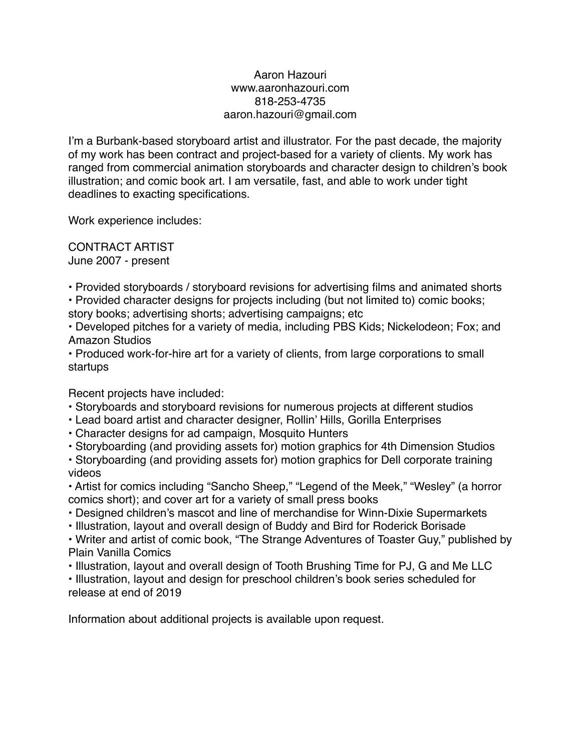Aaron Hazouri
www.aaronhazouri.com
818-253-4735
aaron.hazouri@gmail.com

I'm a Burbank-based storyboard artist and illustrator. For the past decade, the majority of my work has been contract and project-based for a variety of clients. My work has ranged from commercial animation storyboards and character design to children's book illustration; and comic book art. I am versatile, fast, and able to work under tight deadlines to exacting specifications.

Work experience includes:

CONTRACT ARTIST
June 2007 - present

- Provided storyboards / storyboard revisions for advertising films and animated shorts
- Provided character designs for projects including (but not limited to) comic books; story books; advertising shorts; advertising campaigns; etc
- Developed pitches for a variety of media, including PBS Kids; Nickelodeon; Fox; and Amazon Studios
- Produced work-for-hire art for a variety of clients, from large corporations to small startups

Recent projects have included:

- Storyboards and storyboard revisions for numerous projects at different studios
- Lead board artist and character designer, Rollin' Hills, Gorilla Enterprises
- Character designs for ad campaign, Mosquito Hunters
- Storyboarding (and providing assets for) motion graphics for 4th Dimension Studios
- Storyboarding (and providing assets for) motion graphics for Dell corporate training videos
- Artist for comics including "Sancho Sheep," "Legend of the Meek," "Wesley" (a horror comics short); and cover art for a variety of small press books
- Designed children's mascot and line of merchandise for Winn-Dixie Supermarkets
- Illustration, layout and overall design of Buddy and Bird for Roderick Borisade
- Writer and artist of comic book, "The Strange Adventures of Toaster Guy," published by Plain Vanilla Comics
- Illustration, layout and overall design of Tooth Brushing Time for PJ, G and Me LLC
- Illustration, layout and design for preschool children's book series scheduled for release at end of 2019

Information about additional projects is available upon request.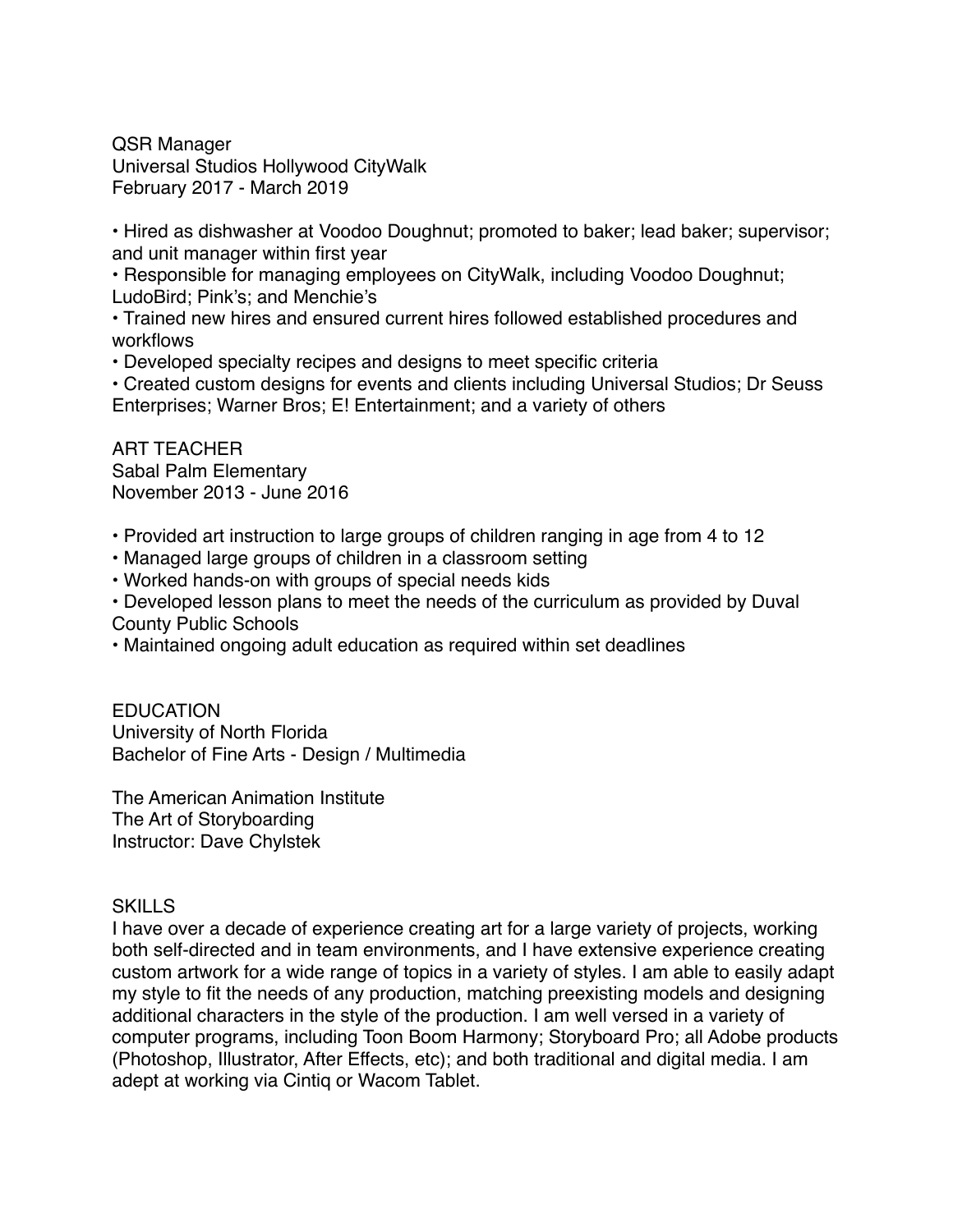QSR Manager
Universal Studios Hollywood CityWalk
February 2017 - March 2019

- Hired as dishwasher at Voodoo Doughnut; promoted to baker; lead baker; supervisor; and unit manager within first year
- Responsible for managing employees on CityWalk, including Voodoo Doughnut; LudoBird; Pink's; and Menchie's
- Trained new hires and ensured current hires followed established procedures and workflows
- Developed specialty recipes and designs to meet specific criteria
- Created custom designs for events and clients including Universal Studios; Dr Seuss Enterprises; Warner Bros; E! Entertainment; and a variety of others

ART TEACHER
Sabal Palm Elementary
November 2013 - June 2016

- Provided art instruction to large groups of children ranging in age from 4 to 12
- Managed large groups of children in a classroom setting
- Worked hands-on with groups of special needs kids
- Developed lesson plans to meet the needs of the curriculum as provided by Duval County Public Schools
- Maintained ongoing adult education as required within set deadlines

## EDUCATION

University of North Florida
Bachelor of Fine Arts - Design / Multimedia

The American Animation Institute
The Art of Storyboarding
Instructor: Dave Chylstek

## SKILLS

I have over a decade of experience creating art for a large variety of projects, working both self-directed and in team environments, and I have extensive experience creating custom artwork for a wide range of topics in a variety of styles. I am able to easily adapt my style to fit the needs of any production, matching preexisting models and designing additional characters in the style of the production. I am well versed in a variety of computer programs, including Toon Boom Harmony; Storyboard Pro; all Adobe products (Photoshop, Illustrator, After Effects, etc); and both traditional and digital media. I am adept at working via Cintiq or Wacom Tablet.